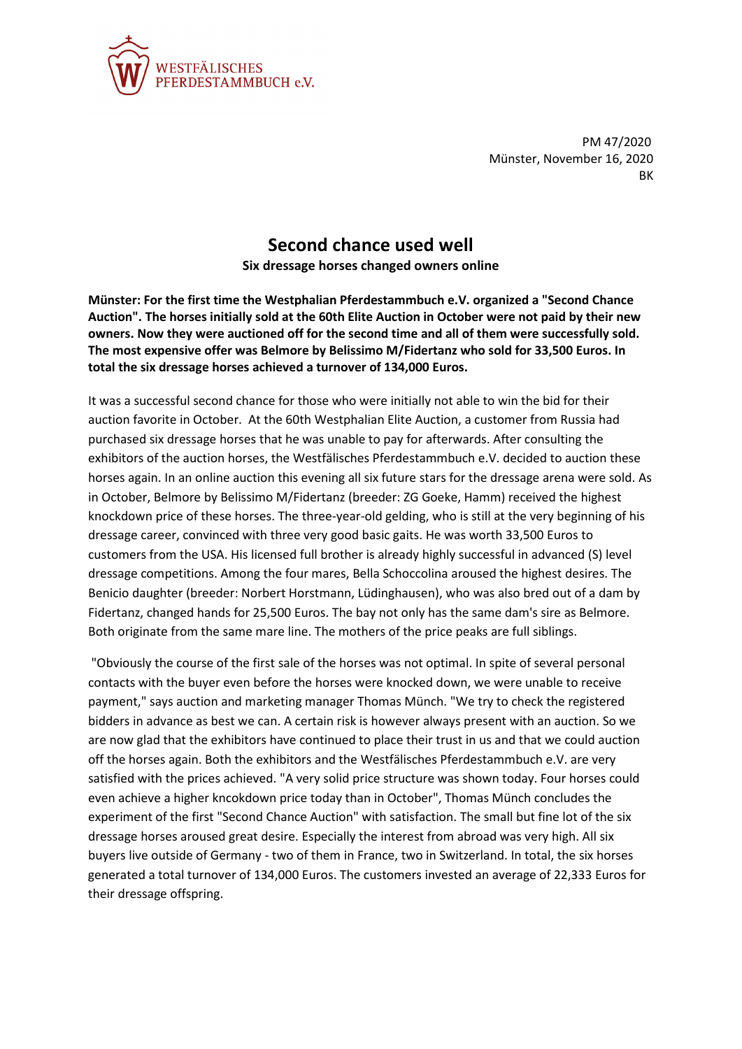WESTFÄLISCHES PFERDESTAMMBUCH e.V.

PM 47/2020
Münster, November 16, 2020
BK

# Second chance used well

**Six dressage horses changed owners online**

**Münster: For the first time the Westphalian Pferdestammbuch e.V. organized a "Second Chance Auction". The horses initially sold at the 60th Elite Auction in October were not paid by their new owners. Now they were auctioned off for the second time and all of them were successfully sold. The most expensive offer was Belmore by Belissimo M/Fidertanz who sold for 33,500 Euros. In total the six dressage horses achieved a turnover of 134,000 Euros.**

It was a successful second chance for those who were initially not able to win the bid for their auction favorite in October. At the 60th Westphalian Elite Auction, a customer from Russia had purchased six dressage horses that he was unable to pay for afterwards. After consulting the exhibitors of the auction horses, the Westfälisches Pferdestammbuch e.V. decided to auction these horses again. In an online auction this evening all six future stars for the dressage arena were sold. As in October, Belmore by Belissimo M/Fidertanz (breeder: ZG Goeke, Hamm) received the highest knockdown price of these horses. The three-year-old gelding, who is still at the very beginning of his dressage career, convinced with three very good basic gaits. He was worth 33,500 Euros to customers from the USA. His licensed full brother is already highly successful in advanced (S) level dressage competitions. Among the four mares, Bella Schoccolina aroused the highest desires. The Benicio daughter (breeder: Norbert Horstmann, Lüdinghausen), who was also bred out of a dam by Fidertanz, changed hands for 25,500 Euros. The bay not only has the same dam's sire as Belmore. Both originate from the same mare line. The mothers of the price peaks are full siblings.

"Obviously the course of the first sale of the horses was not optimal. In spite of several personal contacts with the buyer even before the horses were knocked down, we were unable to receive payment," says auction and marketing manager Thomas Münch. "We try to check the registered bidders in advance as best we can. A certain risk is however always present with an auction. So we are now glad that the exhibitors have continued to place their trust in us and that we could auction off the horses again. Both the exhibitors and the Westfälisches Pferdestammbuch e.V. are very satisfied with the prices achieved. "A very solid price structure was shown today. Four horses could even achieve a higher kncokdown price today than in October", Thomas Münch concludes the experiment of the first "Second Chance Auction" with satisfaction. The small but fine lot of the six dressage horses aroused great desire. Especially the interest from abroad was very high. All six buyers live outside of Germany - two of them in France, two in Switzerland. In total, the six horses generated a total turnover of 134,000 Euros. The customers invested an average of 22,333 Euros for their dressage offspring.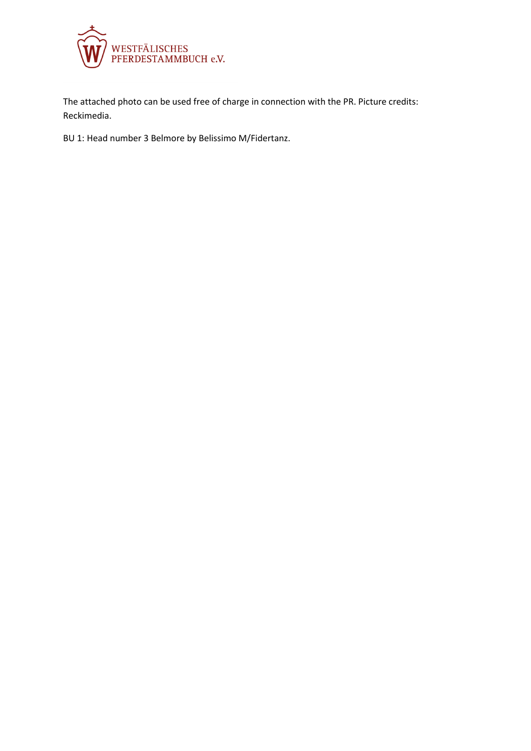The attached photo can be used free of charge in connection with the PR. Picture credits: Reckimedia.

BU 1: Head number 3 Belmore by Belissimo M/Fidertanz.